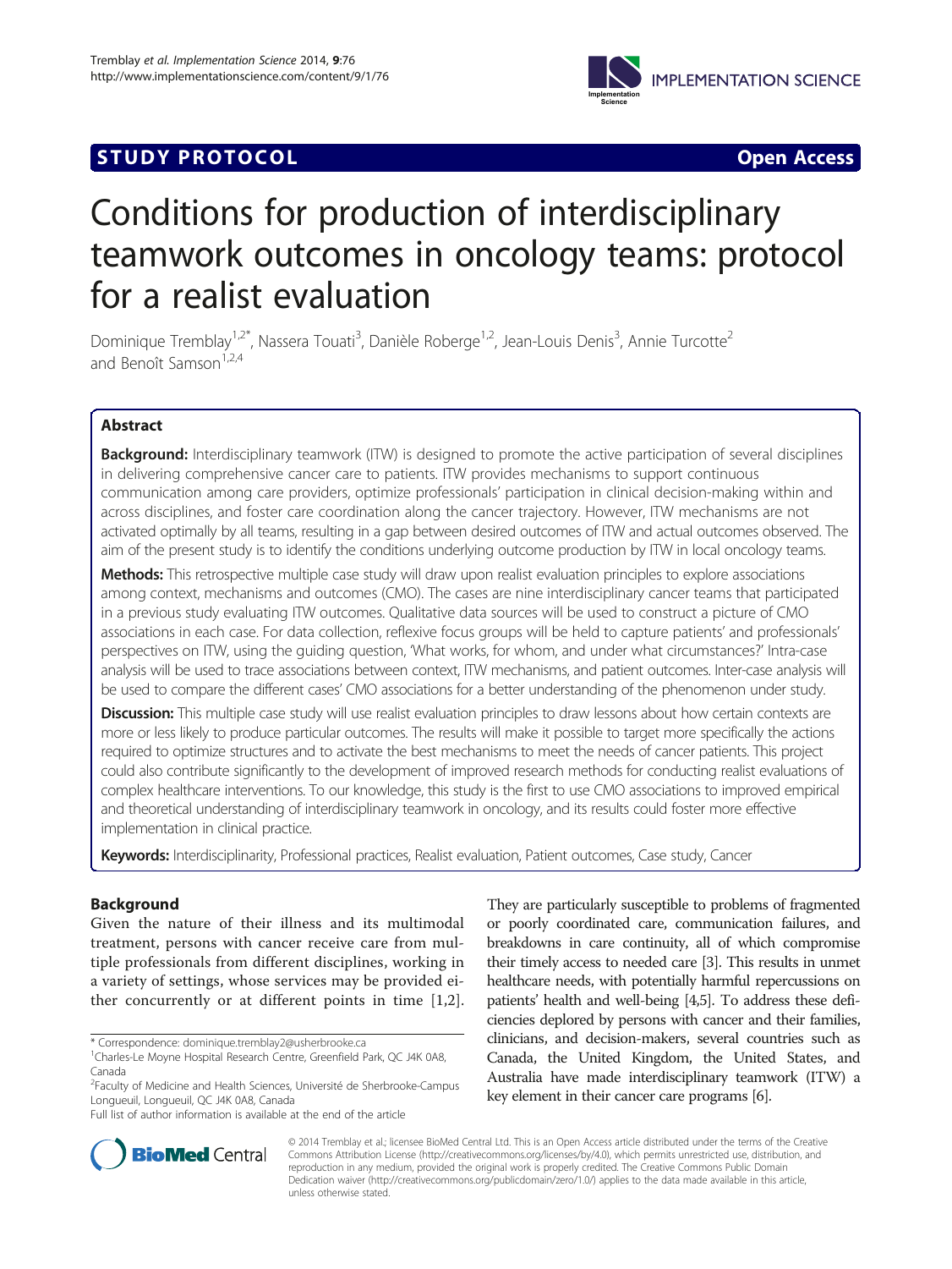STUDY PROTOCOL **Open Access**

# Conditions for production of interdisciplinary teamwork outcomes in oncology teams: protocol for a realist evaluation

Dominique Tremblay[1,2*], Nassera Touati[3], Danièle Roberge[1,2], Jean-Louis Denis[3], Annie Turcotte[2] and Benoît Samson[1,2,4]

## Abstract

**Background:** Interdisciplinary teamwork (ITW) is designed to promote the active participation of several disciplines in delivering comprehensive cancer care to patients. ITW provides mechanisms to support continuous communication among care providers, optimize professionals' participation in clinical decision-making within and across disciplines, and foster care coordination along the cancer trajectory. However, ITW mechanisms are not activated optimally by all teams, resulting in a gap between desired outcomes of ITW and actual outcomes observed. The aim of the present study is to identify the conditions underlying outcome production by ITW in local oncology teams.

**Methods:** This retrospective multiple case study will draw upon realist evaluation principles to explore associations among context, mechanisms and outcomes (CMO). The cases are nine interdisciplinary cancer teams that participated in a previous study evaluating ITW outcomes. Qualitative data sources will be used to construct a picture of CMO associations in each case. For data collection, reflexive focus groups will be held to capture patients' and professionals' perspectives on ITW, using the guiding question, 'What works, for whom, and under what circumstances?' Intra-case analysis will be used to trace associations between context, ITW mechanisms, and patient outcomes. Inter-case analysis will be used to compare the different cases' CMO associations for a better understanding of the phenomenon under study.

**Discussion:** This multiple case study will use realist evaluation principles to draw lessons about how certain contexts are more or less likely to produce particular outcomes. The results will make it possible to target more specifically the actions required to optimize structures and to activate the best mechanisms to meet the needs of cancer patients. This project could also contribute significantly to the development of improved research methods for conducting realist evaluations of complex healthcare interventions. To our knowledge, this study is the first to use CMO associations to improved empirical and theoretical understanding of interdisciplinary teamwork in oncology, and its results could foster more effective implementation in clinical practice.

**Keywords:** Interdisciplinarity, Professional practices, Realist evaluation, Patient outcomes, Case study, Cancer

## Background

Given the nature of their illness and its multimodal treatment, persons with cancer receive care from multiple professionals from different disciplines, working in a variety of settings, whose services may be provided either concurrently or at different points in time [1,2]. They are particularly susceptible to problems of fragmented or poorly coordinated care, communication failures, and breakdowns in care continuity, all of which compromise their timely access to needed care [3]. This results in unmet healthcare needs, with potentially harmful repercussions on patients' health and well-being [4,5]. To address these deficiencies deplored by persons with cancer and their families, clinicians, and decision-makers, several countries such as Canada, the United Kingdom, the United States, and Australia have made interdisciplinary teamwork (ITW) a key element in their cancer care programs [6].

\* Correspondence: dominique.tremblay2@usherbrooke.ca

[1]Charles-Le Moyne Hospital Research Centre, Greenfield Park, QC J4K 0A8, Canada

[2]Faculty of Medicine and Health Sciences, Université de Sherbrooke-Campus Longueuil, Longueuil, QC J4K 0A8, Canada

Full list of author information is available at the end of the article

© 2014 Tremblay et al.; licensee BioMed Central Ltd. This is an Open Access article distributed under the terms of the Creative Commons Attribution License (http://creativecommons.org/licenses/by/4.0), which permits unrestricted use, distribution, and reproduction in any medium, provided the original work is properly credited. The Creative Commons Public Domain Dedication waiver (http://creativecommons.org/publicdomain/zero/1.0/) applies to the data made available in this article, unless otherwise stated.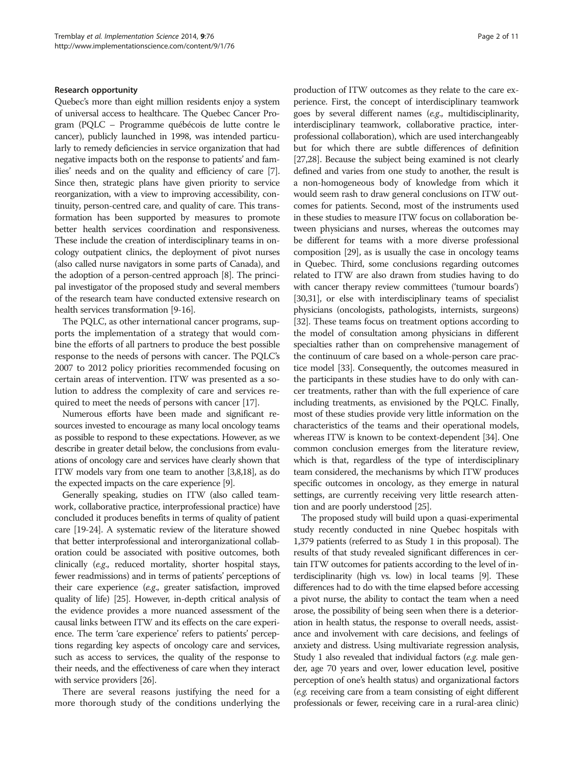#### Research opportunity

Quebec's more than eight million residents enjoy a system of universal access to healthcare. The Quebec Cancer Program (PQLC – Programme québécois de lutte contre le cancer), publicly launched in 1998, was intended particularly to remedy deficiencies in service organization that had negative impacts both on the response to patients' and families' needs and on the quality and efficiency of care [7]. Since then, strategic plans have given priority to service reorganization, with a view to improving accessibility, continuity, person-centred care, and quality of care. This transformation has been supported by measures to promote better health services coordination and responsiveness. These include the creation of interdisciplinary teams in oncology outpatient clinics, the deployment of pivot nurses (also called nurse navigators in some parts of Canada), and the adoption of a person-centred approach [8]. The principal investigator of the proposed study and several members of the research team have conducted extensive research on health services transformation [9-16].

The PQLC, as other international cancer programs, supports the implementation of a strategy that would combine the efforts of all partners to produce the best possible response to the needs of persons with cancer. The PQLC's 2007 to 2012 policy priorities recommended focusing on certain areas of intervention. ITW was presented as a solution to address the complexity of care and services required to meet the needs of persons with cancer [17].

Numerous efforts have been made and significant resources invested to encourage as many local oncology teams as possible to respond to these expectations. However, as we describe in greater detail below, the conclusions from evaluations of oncology care and services have clearly shown that ITW models vary from one team to another [3,8,18], as do the expected impacts on the care experience [9].

Generally speaking, studies on ITW (also called teamwork, collaborative practice, interprofessional practice) have concluded it produces benefits in terms of quality of patient care [19-24]. A systematic review of the literature showed that better interprofessional and interorganizational collaboration could be associated with positive outcomes, both clinically (*e.g*., reduced mortality, shorter hospital stays, fewer readmissions) and in terms of patients' perceptions of their care experience (*e.g*., greater satisfaction, improved quality of life) [25]. However, in-depth critical analysis of the evidence provides a more nuanced assessment of the causal links between ITW and its effects on the care experience. The term 'care experience' refers to patients' perceptions regarding key aspects of oncology care and services, such as access to services, the quality of the response to their needs, and the effectiveness of care when they interact with service providers [26].

There are several reasons justifying the need for a more thorough study of the conditions underlying the production of ITW outcomes as they relate to the care experience. First, the concept of interdisciplinary teamwork goes by several different names (*e.g*., multidisciplinarity, interdisciplinary teamwork, collaborative practice, interprofessional collaboration), which are used interchangeably but for which there are subtle differences of definition [27,28]. Because the subject being examined is not clearly defined and varies from one study to another, the result is a non-homogeneous body of knowledge from which it would seem rash to draw general conclusions on ITW outcomes for patients. Second, most of the instruments used in these studies to measure ITW focus on collaboration between physicians and nurses, whereas the outcomes may be different for teams with a more diverse professional composition [29], as is usually the case in oncology teams in Quebec. Third, some conclusions regarding outcomes related to ITW are also drawn from studies having to do with cancer therapy review committees ('tumour boards') [30,31], or else with interdisciplinary teams of specialist physicians (oncologists, pathologists, internists, surgeons) [32]. These teams focus on treatment options according to the model of consultation among physicians in different specialties rather than on comprehensive management of the continuum of care based on a whole-person care practice model [33]. Consequently, the outcomes measured in the participants in these studies have to do only with cancer treatments, rather than with the full experience of care including treatments, as envisioned by the PQLC. Finally, most of these studies provide very little information on the characteristics of the teams and their operational models, whereas ITW is known to be context-dependent [34]. One common conclusion emerges from the literature review, which is that, regardless of the type of interdisciplinary team considered, the mechanisms by which ITW produces specific outcomes in oncology, as they emerge in natural settings, are currently receiving very little research attention and are poorly understood [25].

The proposed study will build upon a quasi-experimental study recently conducted in nine Quebec hospitals with 1,379 patients (referred to as Study 1 in this proposal). The results of that study revealed significant differences in certain ITW outcomes for patients according to the level of interdisciplinarity (high vs. low) in local teams [9]. These differences had to do with the time elapsed before accessing a pivot nurse, the ability to contact the team when a need arose, the possibility of being seen when there is a deterioration in health status, the response to overall needs, assistance and involvement with care decisions, and feelings of anxiety and distress. Using multivariate regression analysis, Study 1 also revealed that individual factors (*e.g*. male gender, age 70 years and over, lower education level, positive perception of one's health status) and organizational factors (*e.g*. receiving care from a team consisting of eight different professionals or fewer, receiving care in a rural-area clinic)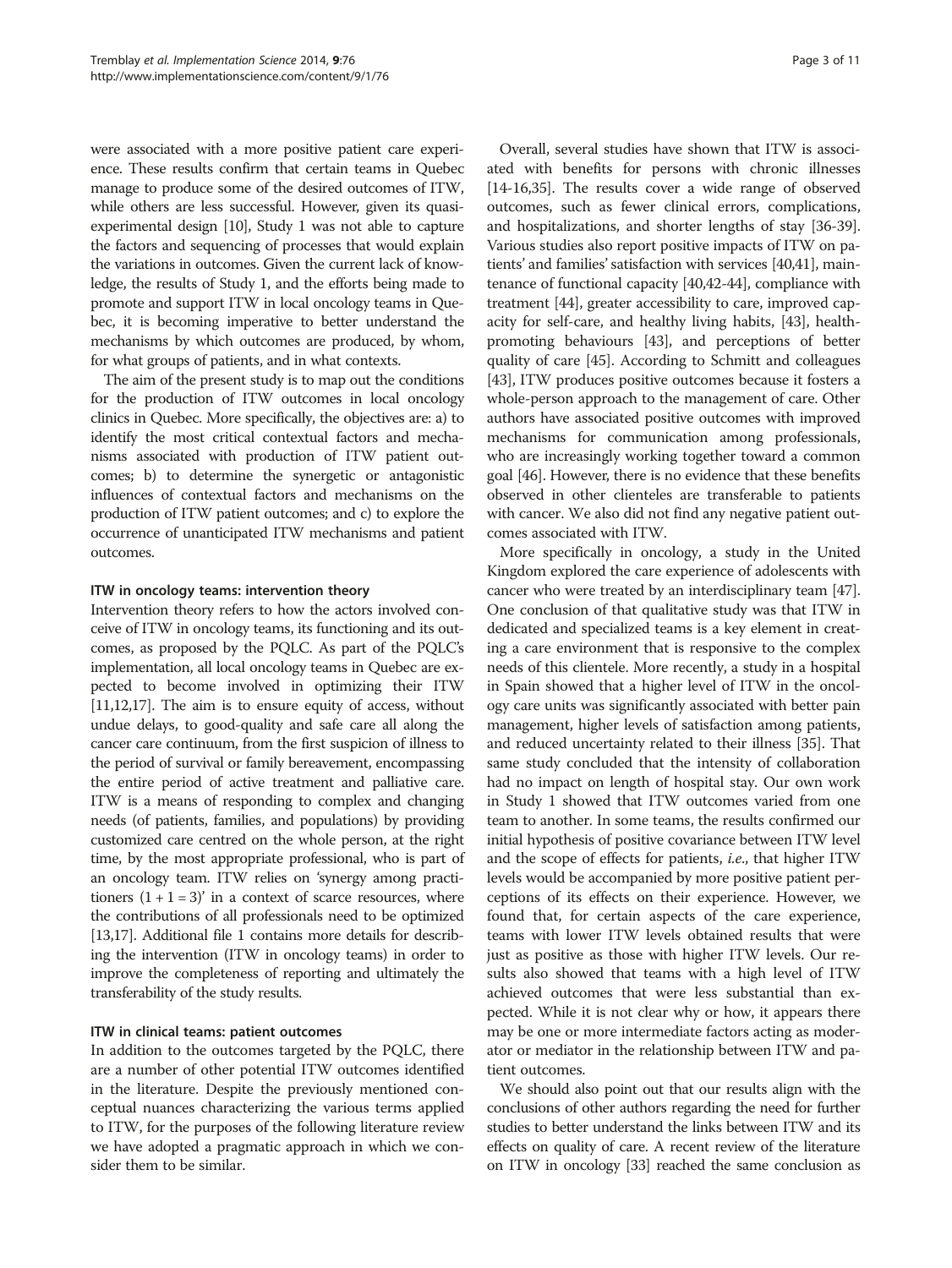were associated with a more positive patient care experience. These results confirm that certain teams in Quebec manage to produce some of the desired outcomes of ITW, while others are less successful. However, given its quasi-experimental design [10], Study 1 was not able to capture the factors and sequencing of processes that would explain the variations in outcomes. Given the current lack of knowledge, the results of Study 1, and the efforts being made to promote and support ITW in local oncology teams in Quebec, it is becoming imperative to better understand the mechanisms by which outcomes are produced, by whom, for what groups of patients, and in what contexts.

The aim of the present study is to map out the conditions for the production of ITW outcomes in local oncology clinics in Quebec. More specifically, the objectives are: a) to identify the most critical contextual factors and mechanisms associated with production of ITW patient outcomes; b) to determine the synergetic or antagonistic influences of contextual factors and mechanisms on the production of ITW patient outcomes; and c) to explore the occurrence of unanticipated ITW mechanisms and patient outcomes.

### ITW in oncology teams: intervention theory

Intervention theory refers to how the actors involved conceive of ITW in oncology teams, its functioning and its outcomes, as proposed by the PQLC. As part of the PQLC's implementation, all local oncology teams in Quebec are expected to become involved in optimizing their ITW [11,12,17]. The aim is to ensure equity of access, without undue delays, to good-quality and safe care all along the cancer care continuum, from the first suspicion of illness to the period of survival or family bereavement, encompassing the entire period of active treatment and palliative care. ITW is a means of responding to complex and changing needs (of patients, families, and populations) by providing customized care centred on the whole person, at the right time, by the most appropriate professional, who is part of an oncology team. ITW relies on 'synergy among practitioners (1 + 1 = 3)' in a context of scarce resources, where the contributions of all professionals need to be optimized [13,17]. Additional file 1 contains more details for describing the intervention (ITW in oncology teams) in order to improve the completeness of reporting and ultimately the transferability of the study results.

### ITW in clinical teams: patient outcomes

In addition to the outcomes targeted by the PQLC, there are a number of other potential ITW outcomes identified in the literature. Despite the previously mentioned conceptual nuances characterizing the various terms applied to ITW, for the purposes of the following literature review we have adopted a pragmatic approach in which we consider them to be similar.

Overall, several studies have shown that ITW is associated with benefits for persons with chronic illnesses [14-16,35]. The results cover a wide range of observed outcomes, such as fewer clinical errors, complications, and hospitalizations, and shorter lengths of stay [36-39]. Various studies also report positive impacts of ITW on patients' and families' satisfaction with services [40,41], maintenance of functional capacity [40,42-44], compliance with treatment [44], greater accessibility to care, improved capacity for self-care, and healthy living habits, [43], health-promoting behaviours [43], and perceptions of better quality of care [45]. According to Schmitt and colleagues [43], ITW produces positive outcomes because it fosters a whole-person approach to the management of care. Other authors have associated positive outcomes with improved mechanisms for communication among professionals, who are increasingly working together toward a common goal [46]. However, there is no evidence that these benefits observed in other clienteles are transferable to patients with cancer. We also did not find any negative patient outcomes associated with ITW.

More specifically in oncology, a study in the United Kingdom explored the care experience of adolescents with cancer who were treated by an interdisciplinary team [47]. One conclusion of that qualitative study was that ITW in dedicated and specialized teams is a key element in creating a care environment that is responsive to the complex needs of this clientele. More recently, a study in a hospital in Spain showed that a higher level of ITW in the oncology care units was significantly associated with better pain management, higher levels of satisfaction among patients, and reduced uncertainty related to their illness [35]. That same study concluded that the intensity of collaboration had no impact on length of hospital stay. Our own work in Study 1 showed that ITW outcomes varied from one team to another. In some teams, the results confirmed our initial hypothesis of positive covariance between ITW level and the scope of effects for patients, *i.e.*, that higher ITW levels would be accompanied by more positive patient perceptions of its effects on their experience. However, we found that, for certain aspects of the care experience, teams with lower ITW levels obtained results that were just as positive as those with higher ITW levels. Our results also showed that teams with a high level of ITW achieved outcomes that were less substantial than expected. While it is not clear why or how, it appears there may be one or more intermediate factors acting as moderator or mediator in the relationship between ITW and patient outcomes.

We should also point out that our results align with the conclusions of other authors regarding the need for further studies to better understand the links between ITW and its effects on quality of care. A recent review of the literature on ITW in oncology [33] reached the same conclusion as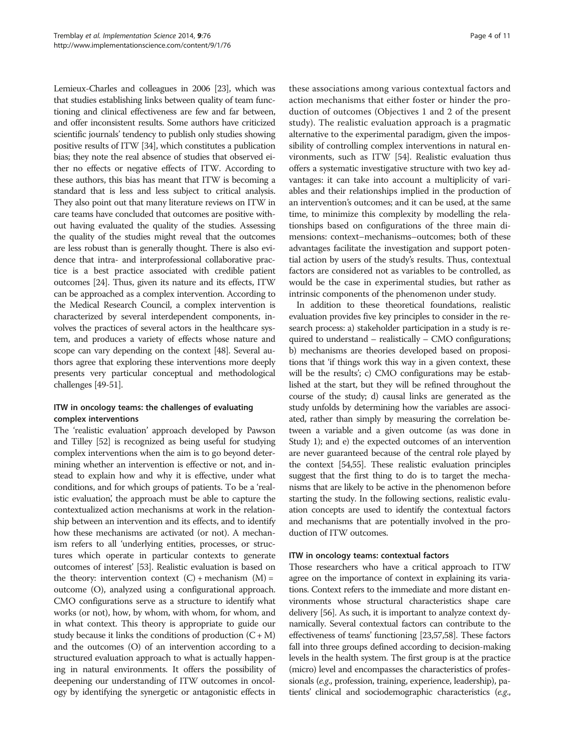Lemieux-Charles and colleagues in 2006 [23], which was that studies establishing links between quality of team functioning and clinical effectiveness are few and far between, and offer inconsistent results. Some authors have criticized scientific journals' tendency to publish only studies showing positive results of ITW [34], which constitutes a publication bias; they note the real absence of studies that observed either no effects or negative effects of ITW. According to these authors, this bias has meant that ITW is becoming a standard that is less and less subject to critical analysis. They also point out that many literature reviews on ITW in care teams have concluded that outcomes are positive without having evaluated the quality of the studies. Assessing the quality of the studies might reveal that the outcomes are less robust than is generally thought. There is also evidence that intra- and interprofessional collaborative practice is a best practice associated with credible patient outcomes [24]. Thus, given its nature and its effects, ITW can be approached as a complex intervention. According to the Medical Research Council, a complex intervention is characterized by several interdependent components, involves the practices of several actors in the healthcare system, and produces a variety of effects whose nature and scope can vary depending on the context [48]. Several authors agree that exploring these interventions more deeply presents very particular conceptual and methodological challenges [49-51].

### ITW in oncology teams: the challenges of evaluating complex interventions

The 'realistic evaluation' approach developed by Pawson and Tilley [52] is recognized as being useful for studying complex interventions when the aim is to go beyond determining whether an intervention is effective or not, and instead to explain how and why it is effective, under what conditions, and for which groups of patients. To be a 'realistic evaluation', the approach must be able to capture the contextualized action mechanisms at work in the relationship between an intervention and its effects, and to identify how these mechanisms are activated (or not). A mechanism refers to all 'underlying entities, processes, or structures which operate in particular contexts to generate outcomes of interest' [53]. Realistic evaluation is based on the theory: intervention context (C) + mechanism (M) = outcome (O), analyzed using a configurational approach. CMO configurations serve as a structure to identify what works (or not), how, by whom, with whom, for whom, and in what context. This theory is appropriate to guide our study because it links the conditions of production (C + M) and the outcomes (O) of an intervention according to a structured evaluation approach to what is actually happening in natural environments. It offers the possibility of deepening our understanding of ITW outcomes in oncology by identifying the synergetic or antagonistic effects in these associations among various contextual factors and action mechanisms that either foster or hinder the production of outcomes (Objectives 1 and 2 of the present study). The realistic evaluation approach is a pragmatic alternative to the experimental paradigm, given the impossibility of controlling complex interventions in natural environments, such as ITW [54]. Realistic evaluation thus offers a systematic investigative structure with two key advantages: it can take into account a multiplicity of variables and their relationships implied in the production of an intervention's outcomes; and it can be used, at the same time, to minimize this complexity by modelling the relationships based on configurations of the three main dimensions: context–mechanisms–outcomes; both of these advantages facilitate the investigation and support potential action by users of the study's results. Thus, contextual factors are considered not as variables to be controlled, as would be the case in experimental studies, but rather as intrinsic components of the phenomenon under study.

In addition to these theoretical foundations, realistic evaluation provides five key principles to consider in the research process: a) stakeholder participation in a study is required to understand – realistically – CMO configurations; b) mechanisms are theories developed based on propositions that 'if things work this way in a given context, these will be the results'; c) CMO configurations may be established at the start, but they will be refined throughout the course of the study; d) causal links are generated as the study unfolds by determining how the variables are associated, rather than simply by measuring the correlation between a variable and a given outcome (as was done in Study 1); and e) the expected outcomes of an intervention are never guaranteed because of the central role played by the context [54,55]. These realistic evaluation principles suggest that the first thing to do is to target the mechanisms that are likely to be active in the phenomenon before starting the study. In the following sections, realistic evaluation concepts are used to identify the contextual factors and mechanisms that are potentially involved in the production of ITW outcomes.

### ITW in oncology teams: contextual factors

Those researchers who have a critical approach to ITW agree on the importance of context in explaining its variations. Context refers to the immediate and more distant environments whose structural characteristics shape care delivery [56]. As such, it is important to analyze context dynamically. Several contextual factors can contribute to the effectiveness of teams' functioning [23,57,58]. These factors fall into three groups defined according to decision-making levels in the health system. The first group is at the practice (micro) level and encompasses the characteristics of professionals (*e.g.*, profession, training, experience, leadership), patients' clinical and sociodemographic characteristics (*e.g.*,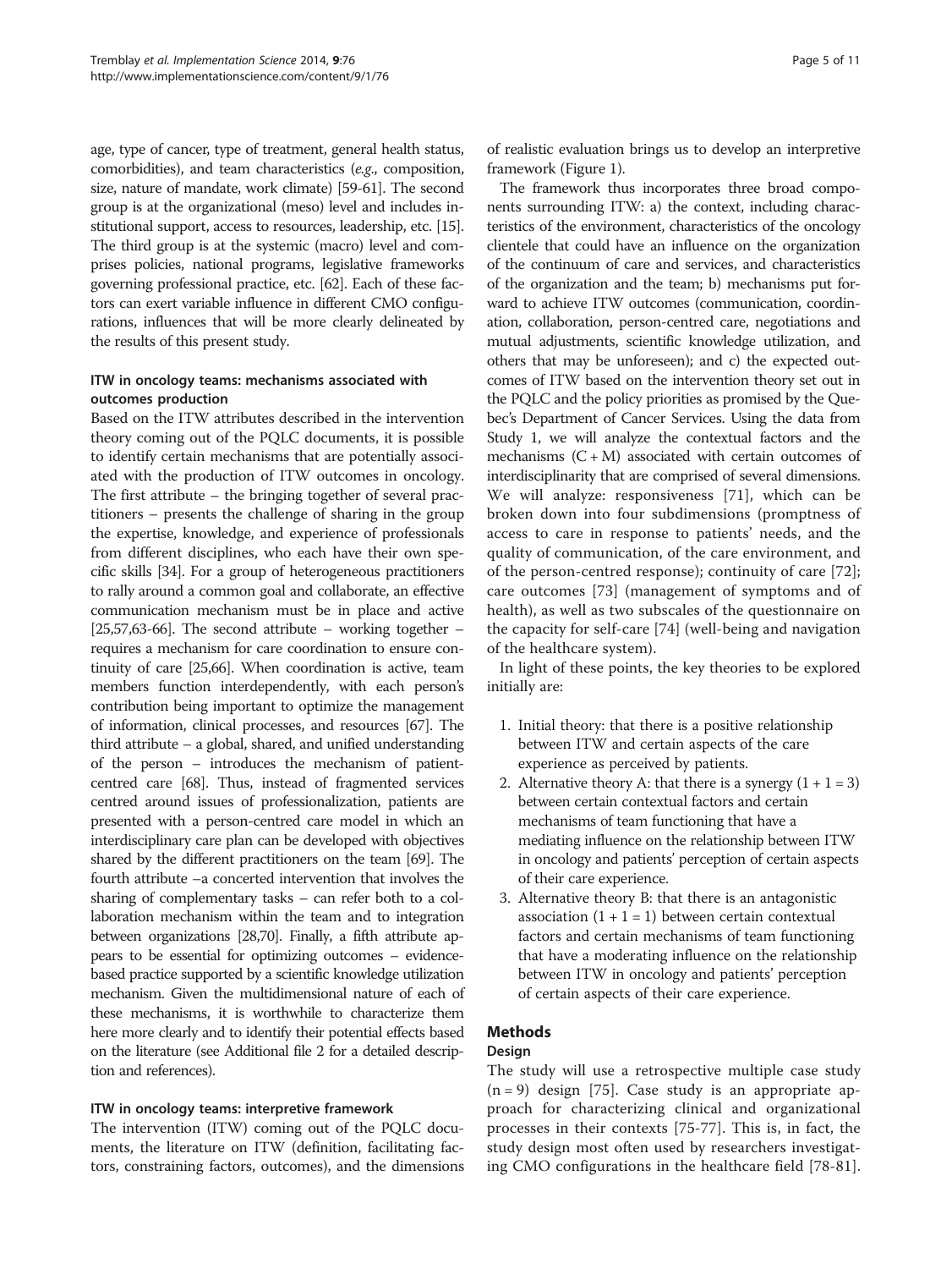age, type of cancer, type of treatment, general health status, comorbidities), and team characteristics (*e.g.*, composition, size, nature of mandate, work climate) [59-61]. The second group is at the organizational (meso) level and includes institutional support, access to resources, leadership, etc. [15]. The third group is at the systemic (macro) level and comprises policies, national programs, legislative frameworks governing professional practice, etc. [62]. Each of these factors can exert variable influence in different CMO configurations, influences that will be more clearly delineated by the results of this present study.

### ITW in oncology teams: mechanisms associated with outcomes production

Based on the ITW attributes described in the intervention theory coming out of the PQLC documents, it is possible to identify certain mechanisms that are potentially associated with the production of ITW outcomes in oncology. The first attribute – the bringing together of several practitioners – presents the challenge of sharing in the group the expertise, knowledge, and experience of professionals from different disciplines, who each have their own specific skills [34]. For a group of heterogeneous practitioners to rally around a common goal and collaborate, an effective communication mechanism must be in place and active [25,57,63-66]. The second attribute – working together – requires a mechanism for care coordination to ensure continuity of care [25,66]. When coordination is active, team members function interdependently, with each person's contribution being important to optimize the management of information, clinical processes, and resources [67]. The third attribute – a global, shared, and unified understanding of the person – introduces the mechanism of patient-centred care [68]. Thus, instead of fragmented services centred around issues of professionalization, patients are presented with a person-centred care model in which an interdisciplinary care plan can be developed with objectives shared by the different practitioners on the team [69]. The fourth attribute –a concerted intervention that involves the sharing of complementary tasks – can refer both to a collaboration mechanism within the team and to integration between organizations [28,70]. Finally, a fifth attribute appears to be essential for optimizing outcomes – evidence-based practice supported by a scientific knowledge utilization mechanism. Given the multidimensional nature of each of these mechanisms, it is worthwhile to characterize them here more clearly and to identify their potential effects based on the literature (see Additional file 2 for a detailed description and references).

### ITW in oncology teams: interpretive framework

The intervention (ITW) coming out of the PQLC documents, the literature on ITW (definition, facilitating factors, constraining factors, outcomes), and the dimensions of realistic evaluation brings us to develop an interpretive framework (Figure 1).

The framework thus incorporates three broad components surrounding ITW: a) the context, including characteristics of the environment, characteristics of the oncology clientele that could have an influence on the organization of the continuum of care and services, and characteristics of the organization and the team; b) mechanisms put forward to achieve ITW outcomes (communication, coordination, collaboration, person-centred care, negotiations and mutual adjustments, scientific knowledge utilization, and others that may be unforeseen); and c) the expected outcomes of ITW based on the intervention theory set out in the PQLC and the policy priorities as promised by the Quebec's Department of Cancer Services. Using the data from Study 1, we will analyze the contextual factors and the mechanisms (C + M) associated with certain outcomes of interdisciplinarity that are comprised of several dimensions. We will analyze: responsiveness [71], which can be broken down into four subdimensions (promptness of access to care in response to patients' needs, and the quality of communication, of the care environment, and of the person-centred response); continuity of care [72]; care outcomes [73] (management of symptoms and of health), as well as two subscales of the questionnaire on the capacity for self-care [74] (well-being and navigation of the healthcare system).

In light of these points, the key theories to be explored initially are:

1. Initial theory: that there is a positive relationship between ITW and certain aspects of the care experience as perceived by patients.
2. Alternative theory A: that there is a synergy (1 + 1 = 3) between certain contextual factors and certain mechanisms of team functioning that have a mediating influence on the relationship between ITW in oncology and patients' perception of certain aspects of their care experience.
3. Alternative theory B: that there is an antagonistic association (1 + 1 = 1) between certain contextual factors and certain mechanisms of team functioning that have a moderating influence on the relationship between ITW in oncology and patients' perception of certain aspects of their care experience.

## Methods

### Design

The study will use a retrospective multiple case study (n = 9) design [75]. Case study is an appropriate approach for characterizing clinical and organizational processes in their contexts [75-77]. This is, in fact, the study design most often used by researchers investigating CMO configurations in the healthcare field [78-81].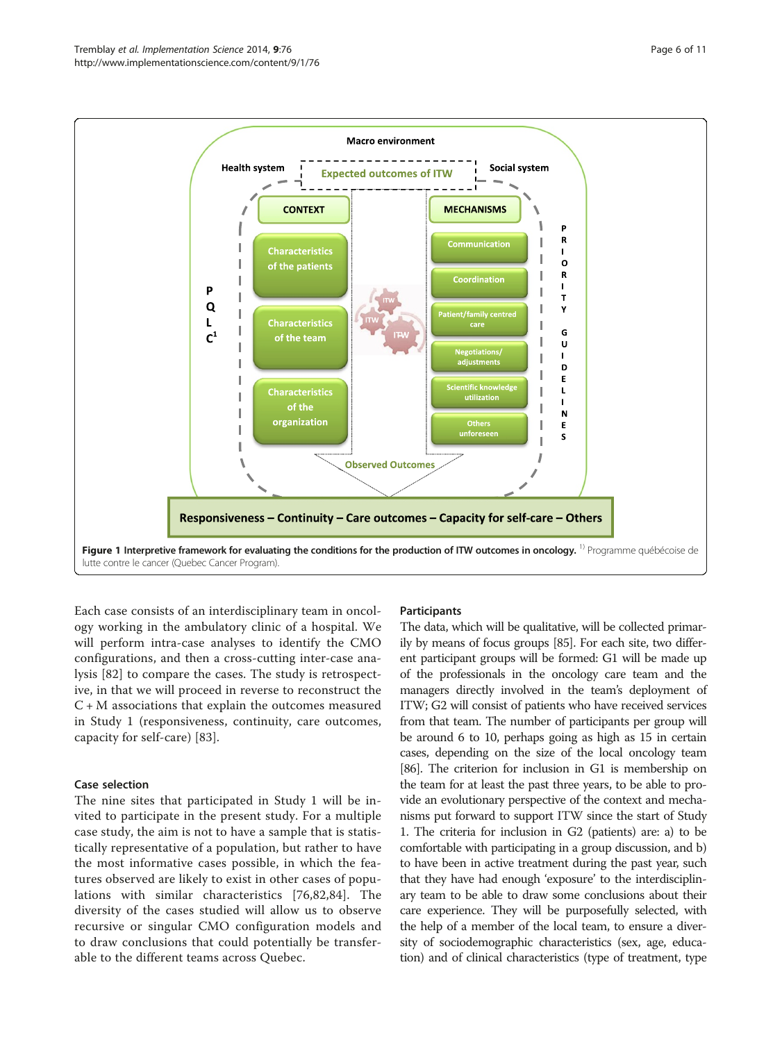**Figure 1 Interpretive framework for evaluating the conditions for the production of ITW outcomes in oncology.** [1] Programme québécoise de lutte contre le cancer (Quebec Cancer Program).

Each case consists of an interdisciplinary team in oncology working in the ambulatory clinic of a hospital. We will perform intra-case analyses to identify the CMO configurations, and then a cross-cutting inter-case analysis [82] to compare the cases. The study is retrospective, in that we will proceed in reverse to reconstruct the C + M associations that explain the outcomes measured in Study 1 (responsiveness, continuity, care outcomes, capacity for self-care) [83].

### Case selection

The nine sites that participated in Study 1 will be invited to participate in the present study. For a multiple case study, the aim is not to have a sample that is statistically representative of a population, but rather to have the most informative cases possible, in which the features observed are likely to exist in other cases of populations with similar characteristics [76,82,84]. The diversity of the cases studied will allow us to observe recursive or singular CMO configuration models and to draw conclusions that could potentially be transferable to the different teams across Quebec.

### Participants

The data, which will be qualitative, will be collected primarily by means of focus groups [85]. For each site, two different participant groups will be formed: G1 will be made up of the professionals in the oncology care team and the managers directly involved in the team's deployment of ITW; G2 will consist of patients who have received services from that team. The number of participants per group will be around 6 to 10, perhaps going as high as 15 in certain cases, depending on the size of the local oncology team [86]. The criterion for inclusion in G1 is membership on the team for at least the past three years, to be able to provide an evolutionary perspective of the context and mechanisms put forward to support ITW since the start of Study 1. The criteria for inclusion in G2 (patients) are: a) to be comfortable with participating in a group discussion, and b) to have been in active treatment during the past year, such that they have had enough 'exposure' to the interdisciplinary team to be able to draw some conclusions about their care experience. They will be purposefully selected, with the help of a member of the local team, to ensure a diversity of sociodemographic characteristics (sex, age, education) and of clinical characteristics (type of treatment, type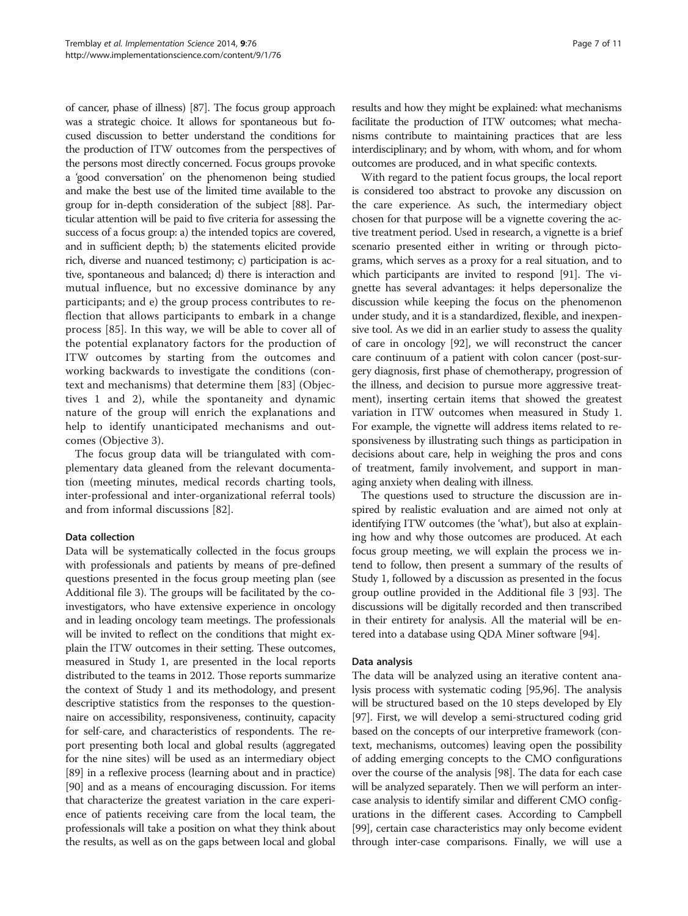of cancer, phase of illness) [87]. The focus group approach was a strategic choice. It allows for spontaneous but focused discussion to better understand the conditions for the production of ITW outcomes from the perspectives of the persons most directly concerned. Focus groups provoke a 'good conversation' on the phenomenon being studied and make the best use of the limited time available to the group for in-depth consideration of the subject [88]. Particular attention will be paid to five criteria for assessing the success of a focus group: a) the intended topics are covered, and in sufficient depth; b) the statements elicited provide rich, diverse and nuanced testimony; c) participation is active, spontaneous and balanced; d) there is interaction and mutual influence, but no excessive dominance by any participants; and e) the group process contributes to reflection that allows participants to embark in a change process [85]. In this way, we will be able to cover all of the potential explanatory factors for the production of ITW outcomes by starting from the outcomes and working backwards to investigate the conditions (context and mechanisms) that determine them [83] (Objectives 1 and 2), while the spontaneity and dynamic nature of the group will enrich the explanations and help to identify unanticipated mechanisms and outcomes (Objective 3).

The focus group data will be triangulated with complementary data gleaned from the relevant documentation (meeting minutes, medical records charting tools, inter-professional and inter-organizational referral tools) and from informal discussions [82].

#### Data collection

Data will be systematically collected in the focus groups with professionals and patients by means of pre-defined questions presented in the focus group meeting plan (see Additional file 3). The groups will be facilitated by the co-investigators, who have extensive experience in oncology and in leading oncology team meetings. The professionals will be invited to reflect on the conditions that might explain the ITW outcomes in their setting. These outcomes, measured in Study 1, are presented in the local reports distributed to the teams in 2012. Those reports summarize the context of Study 1 and its methodology, and present descriptive statistics from the responses to the questionnaire on accessibility, responsiveness, continuity, capacity for self-care, and characteristics of respondents. The report presenting both local and global results (aggregated for the nine sites) will be used as an intermediary object [89] in a reflexive process (learning about and in practice) [90] and as a means of encouraging discussion. For items that characterize the greatest variation in the care experience of patients receiving care from the local team, the professionals will take a position on what they think about the results, as well as on the gaps between local and global results and how they might be explained: what mechanisms facilitate the production of ITW outcomes; what mechanisms contribute to maintaining practices that are less interdisciplinary; and by whom, with whom, and for whom outcomes are produced, and in what specific contexts.

With regard to the patient focus groups, the local report is considered too abstract to provoke any discussion on the care experience. As such, the intermediary object chosen for that purpose will be a vignette covering the active treatment period. Used in research, a vignette is a brief scenario presented either in writing or through pictograms, which serves as a proxy for a real situation, and to which participants are invited to respond [91]. The vignette has several advantages: it helps depersonalize the discussion while keeping the focus on the phenomenon under study, and it is a standardized, flexible, and inexpensive tool. As we did in an earlier study to assess the quality of care in oncology [92], we will reconstruct the cancer care continuum of a patient with colon cancer (post-surgery diagnosis, first phase of chemotherapy, progression of the illness, and decision to pursue more aggressive treatment), inserting certain items that showed the greatest variation in ITW outcomes when measured in Study 1. For example, the vignette will address items related to responsiveness by illustrating such things as participation in decisions about care, help in weighing the pros and cons of treatment, family involvement, and support in managing anxiety when dealing with illness.

The questions used to structure the discussion are inspired by realistic evaluation and are aimed not only at identifying ITW outcomes (the 'what'), but also at explaining how and why those outcomes are produced. At each focus group meeting, we will explain the process we intend to follow, then present a summary of the results of Study 1, followed by a discussion as presented in the focus group outline provided in the Additional file 3 [93]. The discussions will be digitally recorded and then transcribed in their entirety for analysis. All the material will be entered into a database using QDA Miner software [94].

#### Data analysis

The data will be analyzed using an iterative content analysis process with systematic coding [95,96]. The analysis will be structured based on the 10 steps developed by Ely [97]. First, we will develop a semi-structured coding grid based on the concepts of our interpretive framework (context, mechanisms, outcomes) leaving open the possibility of adding emerging concepts to the CMO configurations over the course of the analysis [98]. The data for each case will be analyzed separately. Then we will perform an inter-case analysis to identify similar and different CMO configurations in the different cases. According to Campbell [99], certain case characteristics may only become evident through inter-case comparisons. Finally, we will use a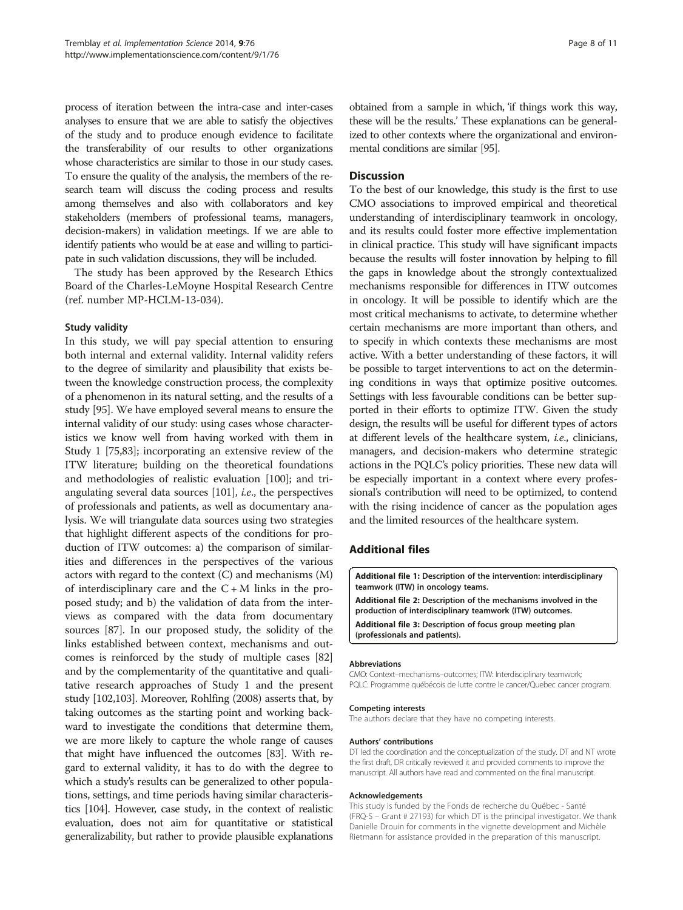process of iteration between the intra-case and inter-cases analyses to ensure that we are able to satisfy the objectives of the study and to produce enough evidence to facilitate the transferability of our results to other organizations whose characteristics are similar to those in our study cases. To ensure the quality of the analysis, the members of the research team will discuss the coding process and results among themselves and also with collaborators and key stakeholders (members of professional teams, managers, decision-makers) in validation meetings. If we are able to identify patients who would be at ease and willing to participate in such validation discussions, they will be included.

The study has been approved by the Research Ethics Board of the Charles-LeMoyne Hospital Research Centre (ref. number MP-HCLM-13-034).

### Study validity

In this study, we will pay special attention to ensuring both internal and external validity. Internal validity refers to the degree of similarity and plausibility that exists between the knowledge construction process, the complexity of a phenomenon in its natural setting, and the results of a study [95]. We have employed several means to ensure the internal validity of our study: using cases whose characteristics we know well from having worked with them in Study 1 [75,83]; incorporating an extensive review of the ITW literature; building on the theoretical foundations and methodologies of realistic evaluation [100]; and triangulating several data sources [101], *i.e.*, the perspectives of professionals and patients, as well as documentary analysis. We will triangulate data sources using two strategies that highlight different aspects of the conditions for production of ITW outcomes: a) the comparison of similarities and differences in the perspectives of the various actors with regard to the context (C) and mechanisms (M) of interdisciplinary care and the C + M links in the proposed study; and b) the validation of data from the interviews as compared with the data from documentary sources [87]. In our proposed study, the solidity of the links established between context, mechanisms and outcomes is reinforced by the study of multiple cases [82] and by the complementarity of the quantitative and qualitative research approaches of Study 1 and the present study [102,103]. Moreover, Rohlfing (2008) asserts that, by taking outcomes as the starting point and working backward to investigate the conditions that determine them, we are more likely to capture the whole range of causes that might have influenced the outcomes [83]. With regard to external validity, it has to do with the degree to which a study's results can be generalized to other populations, settings, and time periods having similar characteristics [104]. However, case study, in the context of realistic evaluation, does not aim for quantitative or statistical generalizability, but rather to provide plausible explanations obtained from a sample in which, 'if things work this way, these will be the results.' These explanations can be generalized to other contexts where the organizational and environmental conditions are similar [95].

## Discussion

To the best of our knowledge, this study is the first to use CMO associations to improved empirical and theoretical understanding of interdisciplinary teamwork in oncology, and its results could foster more effective implementation in clinical practice. This study will have significant impacts because the results will foster innovation by helping to fill the gaps in knowledge about the strongly contextualized mechanisms responsible for differences in ITW outcomes in oncology. It will be possible to identify which are the most critical mechanisms to activate, to determine whether certain mechanisms are more important than others, and to specify in which contexts these mechanisms are most active. With a better understanding of these factors, it will be possible to target interventions to act on the determining conditions in ways that optimize positive outcomes. Settings with less favourable conditions can be better supported in their efforts to optimize ITW. Given the study design, the results will be useful for different types of actors at different levels of the healthcare system, *i.e.*, clinicians, managers, and decision-makers who determine strategic actions in the PQLC's policy priorities. These new data will be especially important in a context where every professional's contribution will need to be optimized, to contend with the rising incidence of cancer as the population ages and the limited resources of the healthcare system.

## Additional files

**Additional file 1: Description of the intervention: interdisciplinary teamwork (ITW) in oncology teams.**

**Additional file 2: Description of the mechanisms involved in the production of interdisciplinary teamwork (ITW) outcomes.**

**Additional file 3: Description of focus group meeting plan (professionals and patients).**

#### Abbreviations

CMO: Context–mechanisms–outcomes; ITW: Interdisciplinary teamwork; PQLC: Programme québécois de lutte contre le cancer/Quebec cancer program.

#### Competing interests

The authors declare that they have no competing interests.

#### Authors' contributions

DT led the coordination and the conceptualization of the study. DT and NT wrote the first draft, DR critically reviewed it and provided comments to improve the manuscript. All authors have read and commented on the final manuscript.

#### Acknowledgements

This study is funded by the Fonds de recherche du Québec - Santé (FRQ-S – Grant # 27193) for which DT is the principal investigator. We thank Danielle Drouin for comments in the vignette development and Michèle Rietmann for assistance provided in the preparation of this manuscript.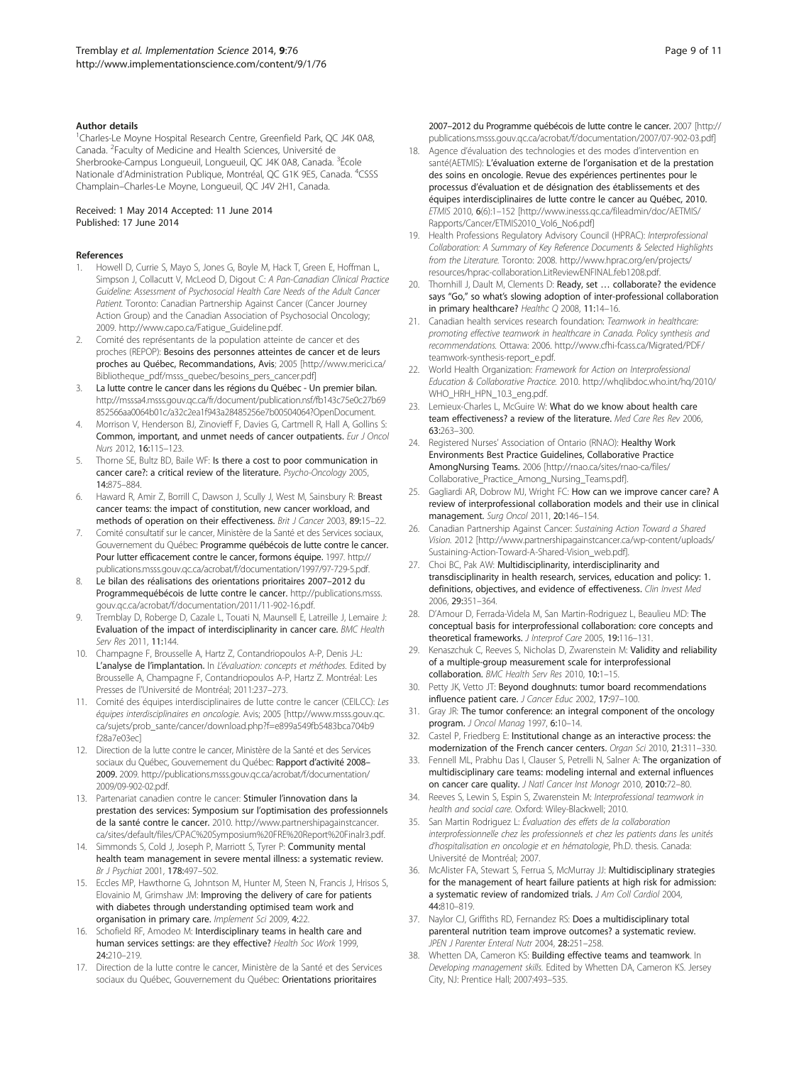### Author details

[1]Charles-Le Moyne Hospital Research Centre, Greenfield Park, QC J4K 0A8, Canada. [2]Faculty of Medicine and Health Sciences, Université de Sherbrooke-Campus Longueuil, Longueuil, QC J4K 0A8, Canada. [3]École Nationale d'Administration Publique, Montréal, QC G1K 9E5, Canada. [4]CSSS Champlain–Charles-Le Moyne, Longueuil, QC J4V 2H1, Canada.

Received: 1 May 2014 Accepted: 11 June 2014
Published: 17 June 2014

### References

1. Howell D, Currie S, Mayo S, Jones G, Boyle M, Hack T, Green E, Hoffman L, Simpson J, Collacutt V, McLeod D, Digout C: *A Pan-Canadian Clinical Practice Guideline: Assessment of Psychosocial Health Care Needs of the Adult Cancer Patient.* Toronto: Canadian Partnership Against Cancer (Cancer Journey Action Group) and the Canadian Association of Psychosocial Oncology; 2009. http://www.capo.ca/Fatigue_Guideline.pdf.
2. Comité des représentants de la population atteinte de cancer et des proches (REPOP): **Besoins des personnes atteintes de cancer et de leurs proches au Québec, Recommandations, Avis**; 2005 [http://www.merici.ca/Bibliotheque_pdf/msss_quebec/besoins_pers_cancer.pdf]
3. **La lutte contre le cancer dans les régions du Québec - Un premier bilan.** http://msssa4.msss.gouv.qc.ca/fr/document/publication.nsf/fb143c75e0c27b69852566aa0064b01c/a32c2ea1f943a28485256e7b00504064?OpenDocument.
4. Morrison V, Henderson BJ, Zinovieff F, Davies G, Cartmell R, Hall A, Gollins S: **Common, important, and unmet needs of cancer outpatients.** *Eur J Oncol Nurs* 2012, **16:**115–123.
5. Thorne SE, Bultz BD, Baile WF: **Is there a cost to poor communication in cancer care?: a critical review of the literature.** *Psycho-Oncology* 2005, **14:**875–884.
6. Haward R, Amir Z, Borrill C, Dawson J, Scully J, West M, Sainsbury R: **Breast cancer teams: the impact of constitution, new cancer workload, and methods of operation on their effectiveness.** *Brit J Cancer* 2003, **89:**15–22.
7. Comité consultatif sur le cancer, Ministère de la Santé et des Services sociaux, Gouvernement du Québec: **Programme québécois de lutte contre le cancer. Pour lutter efficacement contre le cancer, formons équipe.** 1997. http://publications.msss.gouv.qc.ca/acrobat/f/documentation/1997/97-729-5.pdf.
8. **Le bilan des réalisations des orientations prioritaires 2007–2012 du Programmequébécois de lutte contre le cancer.** http://publications.msss.gouv.qc.ca/acrobat/f/documentation/2011/11-902-16.pdf.
9. Tremblay D, Roberge D, Cazale L, Touati N, Maunsell E, Latreille J, Lemaire J: **Evaluation of the impact of interdisciplinarity in cancer care.** *BMC Health Serv Res* 2011, **11:**144.
10. Champagne F, Brousselle A, Hartz Z, Contandriopoulos A-P, Denis J-L: **L'analyse de l'implantation.** In *L'évaluation: concepts et méthodes.* Edited by Brousselle A, Champagne F, Contandriopoulos A-P, Hartz Z. Montréal: Les Presses de l'Université de Montréal; 2011:237–273.
11. Comité des équipes interdisciplinaires de lutte contre le cancer (CEILCC): *Les équipes interdisciplinaires en oncologie.* Avis; 2005 [http://www.msss.gouv.qc.ca/sujets/prob_sante/cancer/download.php?f=e899a549fb5483bca704b9f28a7e03ec]
12. Direction de la lutte contre le cancer, Ministère de la Santé et des Services sociaux du Québec, Gouvernement du Québec: **Rapport d'activité 2008–2009.** 2009. http://publications.msss.gouv.qc.ca/acrobat/f/documentation/2009/09-902-02.pdf.
13. Partenariat canadien contre le cancer: **Stimuler l'innovation dans la prestation des services: Symposium sur l'optimisation des professionnels de la santé contre le cancer.** 2010. http://www.partnershipagainstcancer.ca/sites/default/files/CPAC%20Symposium%20FRE%20Report%20Finalr3.pdf.
14. Simmonds S, Cold J, Joseph P, Marriott S, Tyrer P: **Community mental health team management in severe mental illness: a systematic review.** *Br J Psychiat* 2001, **178:**497–502.
15. Eccles MP, Hawthorne G, Johntson M, Hunter M, Steen N, Francis J, Hrisos S, Elovainio M, Grimshaw JM: **Improving the delivery of care for patients with diabetes through understanding optimised team work and organisation in primary care.** *Implement Sci* 2009, **4:**22.
16. Schofield RF, Amodeo M: **Interdisciplinary teams in health care and human services settings: are they effective?** *Health Soc Work* 1999, **24:**210–219.
17. Direction de la lutte contre le cancer, Ministère de la Santé et des Services sociaux du Québec, Gouvernement du Québec: **Orientations prioritaires 2007–2012 du Programme québécois de lutte contre le cancer.** 2007 [http://publications.msss.gouv.qc.ca/acrobat/f/documentation/2007/07-902-03.pdf]
18. Agence d'évaluation des technologies et des modes d'intervention en santé(AETMIS): **L'évaluation externe de l'organisation et de la prestation des soins en oncologie. Revue des expériences pertinentes pour le processus d'évaluation et de désignation des établissements et des équipes interdisciplinaires de lutte contre le cancer au Québec, 2010.** *ETMIS* 2010, **6**(6):1–152 [http://www.inesss.qc.ca/fileadmin/doc/AETMIS/Rapports/Cancer/ETMIS2010_Vol6_No6.pdf]
19. Health Professions Regulatory Advisory Council (HPRAC): *Interprofessional Collaboration: A Summary of Key Reference Documents & Selected Highlights from the Literature.* Toronto: 2008. http://www.hprac.org/en/projects/resources/hprac-collaboration.LitReviewENFINAL.feb1208.pdf.
20. Thornhill J, Dault M, Clements D: **Ready, set … collaborate? the evidence says "Go," so what's slowing adoption of inter-professional collaboration in primary healthcare?** *Healthc Q* 2008, **11:**14–16.
21. Canadian health services research foundation: *Teamwork in healthcare: promoting effective teamwork in healthcare in Canada. Policy synthesis and recommendations.* Ottawa: 2006. http://www.cfhi-fcass.ca/Migrated/PDF/teamwork-synthesis-report_e.pdf.
22. World Health Organization: *Framework for Action on Interprofessional Education & Collaborative Practice.* 2010. http://whqlibdoc.who.int/hq/2010/WHO_HRH_HPN_10.3_eng.pdf.
23. Lemieux-Charles L, McGuire W: **What do we know about health care team effectiveness? a review of the literature.** *Med Care Res Rev* 2006, **63:**263–300.
24. Registered Nurses' Association of Ontario (RNAO): **Healthy Work Environments Best Practice Guidelines, Collaborative Practice AmongNursing Teams.** 2006 [http://rnao.ca/sites/rnao-ca/files/Collaborative_Practice_Among_Nursing_Teams.pdf].
25. Gagliardi AR, Dobrow MJ, Wright FC: **How can we improve cancer care? A review of interprofessional collaboration models and their use in clinical management.** *Surg Oncol* 2011, **20:**146–154.
26. Canadian Partnership Against Cancer: *Sustaining Action Toward a Shared Vision.* 2012 [http://www.partnershipagainstcancer.ca/wp-content/uploads/Sustaining-Action-Toward-A-Shared-Vision_web.pdf].
27. Choi BC, Pak AW: **Multidisciplinarity, interdisciplinarity and transdisciplinarity in health research, services, education and policy: 1. definitions, objectives, and evidence of effectiveness.** *Clin Invest Med* 2006, **29:**351–364.
28. D'Amour D, Ferrada-Videla M, San Martin-Rodriguez L, Beaulieu MD: **The conceptual basis for interprofessional collaboration: core concepts and theoretical frameworks.** *J Interprof Care* 2005, **19:**116–131.
29. Kenaszchuk C, Reeves S, Nicholas D, Zwarenstein M: **Validity and reliability of a multiple-group measurement scale for interprofessional collaboration.** *BMC Health Serv Res* 2010, **10:**1–15.
30. Petty JK, Vetto JT: **Beyond doughnuts: tumor board recommendations influence patient care.** *J Cancer Educ* 2002, **17:**97–100.
31. Gray JR: **The tumor conference: an integral component of the oncology program.** *J Oncol Manag* 1997, **6:**10–14.
32. Castel P, Friedberg E: **Institutional change as an interactive process: the modernization of the French cancer centers.** *Organ Sci* 2010, **21:**311–330.
33. Fennell ML, Prabhu Das I, Clauser S, Petrelli N, Salner A: **The organization of multidisciplinary care teams: modeling internal and external influences on cancer care quality.** *J Natl Cancer Inst Monogr* 2010, **2010:**72–80.
34. Reeves S, Lewis S, Espin S, Zwarenstein M: *Interprofessional teamwork in health and social care.* Oxford: Wiley-Blackwell; 2010.
35. San Martin Rodriguez L: *Évaluation des effets de la collaboration interprofessionnelle chez les professionnels et chez les patients dans les unités d'hospitalisation en oncologie et en hématologie*, Ph.D. thesis. Canada: Université de Montréal; 2007.
36. McAlister FA, Stewart S, Ferrua S, McMurray JJ: **Multidisciplinary strategies for the management of heart failure patients at high risk for admission: a systematic review of randomized trials.** *J Am Coll Cardiol* 2004, **44:**810–819.
37. Naylor CJ, Griffiths RD, Fernandez RS: **Does a multidisciplinary total parenteral nutrition team improve outcomes? a systematic review.** *JPEN J Parenter Enteral Nutr* 2004, **28:**251–258.
38. Whetten DA, Cameron KS: **Building effective teams and teamwork.** In *Developing management skills.* Edited by Whetten DA, Cameron KS. Jersey City, NJ: Prentice Hall; 2007:493–535.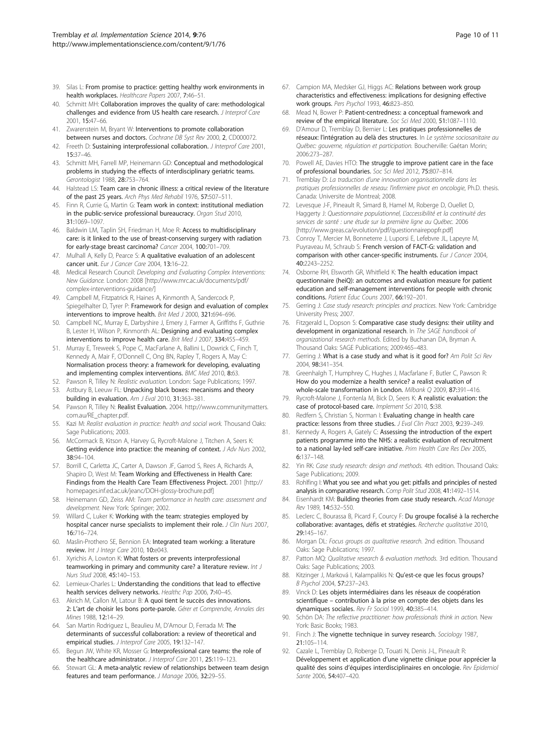39. Silas L: **From promise to practice: getting healthy work environments in health workplaces.** *Healthcare Papers* 2007, **7:**46–51.
40. Schmitt MH: **Collaboration improves the quality of care: methodological challenges and evidence from US health care research.** *J Interprof Care* 2001, **15:**47–66.
41. Zwarenstein M, Bryant W: **Interventions to promote collaboration between nurses and doctors.** *Cochrane DB Syst Rev* 2000, **2**, CD000072.
42. Freeth D: **Sustaining interprofessional collaboration.** *J Interprof Care* 2001, **15:**37–46.
43. Schmitt MH, Farrell MP, Heinemann GD: **Conceptual and methodological problems in studying the effects of interdisciplinary geriatric teams.** *Gerontologist* 1988, **28:**753–764.
44. Halstead LS: **Team care in chronic illness: a critical review of the literature of the past 25 years.** *Arch Phys Med Rehabil* 1976, **57:**507–511.
45. Finn R, Currie G, Martin G: **Team work in context: institutional mediation in the public-service professional bureaucracy.** *Organ Stud* 2010, **31:**1069–1097.
46. Baldwin LM, Taplin SH, Friedman H, Moe R: **Access to multidisciplinary care: is it linked to the use of breast-conserving surgery with radiation for early-stage breast carcinoma?** *Cancer* 2004, **100:**701–709.
47. Mulhall A, Kelly D, Pearce S: **A qualitative evaluation of an adolescent cancer unit.** *Eur J Cancer Care* 2004, **13:**16–22.
48. Medical Research Council: *Developing and Evaluating Complex Interventions: New Guidance.* London: 2008 [http://www.mrc.ac.uk/documents/pdf/complex-interventions-guidance/]
49. Campbell M, Fitzpatrick R, Haines A, Kinmonth A, Sandercock P, Spiegelhalter D, Tyrer P: **Framework for design and evaluation of complex interventions to improve health.** *Brit Med J* 2000, **321:**694–696.
50. Campbell NC, Murray E, Darbyshire J, Emery J, Farmer A, Griffiths F, Guthrie B, Lester H, Wilson P, Kinmonth AL: **Designing and evaluating complex interventions to improve health care.** *Brit Med J* 2007, **334:**455–459.
51. Murray E, Treweek S, Pope C, MacFarlane A, Ballini L, Dowrick C, Finch T, Kennedy A, Mair F, O'Donnell C, Ong BN, Rapley T, Rogers A, May C: **Normalisation process theory: a framework for developing, evaluating and implementing complex interventions.** *BMC Med* 2010, **8:**63.
52. Pawson R, Tilley N: *Realistic evaluation.* London: Sage Publications; 1997.
53. Astbury B, Leeuw FL: **Unpacking black boxes: mecanisms and theory building in evaluation.** *Am J Eval* 2010, **31:**363–381.
54. Pawson R, Tilley N: **Realist Evaluation.** 2004. http://www.communitymatters.com.au/RE_chapter.pdf.
55. Kazi M: *Realist evaluation in practice: health and social work.* Thousand Oaks: Sage Publications; 2003.
56. McCormack B, Kitson A, Harvey G, Rycroft-Malone J, Titchen A, Seers K: **Getting evidence into practice: the meaning of context.** *J Adv Nurs* 2002, **38:**94–104.
57. Borrill C, Carletta JC, Carter A, Dawson JF, Garrod S, Rees A, Richards A, Shapiro D, West M: **Team Working and Effectiveness in Health Care: Findings from the Health Care Team Effectiveness Project.** 2001 [http://homepages.inf.ed.ac.uk/jeanc/DOH-glossy-brochure.pdf]
58. Heinemann GD, Zeiss AM: *Team performance in health care: assessment and development.* New York: Springer; 2002.
59. Willard C, Luker K: **Working with the team: strategies employed by hospital cancer nurse specialists to implement their role.** *J Clin Nurs* 2007, **16:**716–724.
60. Maslin-Prothero SE, Bennion EA: **Integrated team working: a literature review.** *Int J Integr Care* 2010, **10:**e043.
61. Xyrichis A, Lowton K: **What fosters or prevents interprofessional teamworking in primary and community care? a literature review.** *Int J Nurs Stud* 2008, **45:**140–153.
62. Lemieux-Charles L: **Understanding the conditions that lead to effective health services delivery networks.** *Healthc Pap* 2006, **7:**40–45.
63. Akrich M, Callon M, Latour B: **A quoi tient le succès des innovations. 2: L'art de choisir les bons porte-parole.** *Gérer et Comprendre, Annales des Mines* 1988, **12:**14–29.
64. San Martin Rodriguez L, Beaulieu M, D'Amour D, Ferrada M: **The determinants of successful collaboration: a review of theoretical and empirical studies.** *J Interprof Care* 2005, **19:**132–147.
65. Begun JW, White KR, Mosser G: **Interprofessional care teams: the role of the healthcare administrator.** *J Interprof Care* 2011, **25:**119–123.
66. Stewart GL: **A meta-analytic review of relationships between team design features and team performance.** *J Manage* 2006, **32:**29–55.
67. Campion MA, Medsker GJ, Higgs AC: **Relations between work group characteristics and effectiveness: implications for designing effective work groups.** *Pers Psychol* 1993, **46:**823–850.
68. Mead N, Bower P: **Patient-centredness: a conceptual framework and review of the empirical literature.** *Soc Sci Med* 2000, **51:**1087–1110.
69. D'Amour D, Tremblay D, Bernier L: **Les pratiques professionnelles de réseaux: l'intégration au delà des structures.** In *Le système sociosanitaire au Québec: gouverne, régulation et participation.* Boucherville: Gaétan Morin; 2006:273–287.
70. Powell AE, Davies HTO: **The struggle to improve patient care in the face of professional boundaries.** *Soc Sci Med* 2012, **75:**807–814.
71. Tremblay D: *La traduction d'une innovation organisationnelle dans les pratiques professionnelles de reseau: l'infirmiere pivot en oncologie*, Ph.D. thesis. Canada: Universite de Montreal; 2008.
72. Levesque J-F, Pineault R, Simard B, Hamel M, Roberge D, Ouellet D, Haggerty J: *Questionnaire populationnel, L'accessibilité et la continuité des services de santé : une étude sur la première ligne au Québec.* 2006 [http://www.greas.ca/evolution/pdf/questionnairepopfr.pdf]
73. Conroy T, Mercier M, Bonneterre J, Luporsi E, Lefebvre JL, Lapeyre M, Puyraveau M, Schraub S: **French version of FACT-G: validation and comparison with other cancer-specific instruments.** *Eur J Cancer* 2004, **40:**2243–2252.
74. Osborne RH, Elsworth GR, Whitfield K: **The health education impact questionnaire (heiQ): an outcomes and evaluation measure for patient education and self-management interventions for people with chronic conditions.** *Patient Educ Couns* 2007, **66:**192–201.
75. Gerring J: *Case study research: principles and practices.* New York: Cambridge University Press; 2007.
76. Fitzgerald L, Dopson S: **Comparative case study designs: their utility and development in organizational research.** In *The SAGE handbook of organizational research methods.* Edited by Buchanan DA, Bryman A. Thousand Oaks: SAGE Publications; 2009:465–483.
77. Gerring J: **What is a case study and what is it good for?** *Am Polit Sci Rev* 2004, **98:**341–354.
78. Greenhalgh T, Humphrey C, Hughes J, Macfarlane F, Butler C, Pawson R: **How do you modernize a health service? a realist evaluation of whole-scale transformation in London.** *Milbank Q* 2009, **87:**391–416.
79. Rycroft-Malone J, Fontenla M, Bick D, Seers K: **A realistic evaluation: the case of protocol-based care.** *Implement Sci* 2010, **5:**38.
80. Redfern S, Christian S, Norman I: **Evaluating change in health care practice: lessons from three studies.** *J Eval Clin Pract* 2003, **9:**239–249.
81. Kennedy A, Rogers A, Gately C: **Assessing the introduction of the expert patients programme into the NHS: a realistic evaluation of recruitment to a national lay-led self-care initiative.** *Prim Health Care Res Dev* 2005, **6:**137–148.
82. Yin RK: *Case study research: design and methods.* 4th edition. Thousand Oaks: Sage Publications; 2009.
83. Rohlfing I: **What you see and what you get: pitfalls and principles of nested analysis in comparative research.** *Comp Polit Stud* 2008, **41:**1492–1514.
84. Eisenhardt KM: **Building theories from case study research.** *Acad Manage Rev* 1989, **14:**532–550.
85. Leclerc C, Bourassa B, Picard F, Courcy F: **Du groupe focalisé à la recherche collaborative: avantages, défis et stratégies.** *Recherche qualitative* 2010, **29:**145–167.
86. Morgan DL: *Focus groups as qualitative research.* 2nd edition. Thousand Oaks: Sage Publications; 1997.
87. Patton MQ: *Qualitative research & evaluation methods.* 3rd edition. Thousand Oaks: Sage Publications; 2003.
88. Kitzinger J, Marková I, Kalampalikis N: **Qu'est-ce que les focus groups?** *B Psychol* 2004, **57:**237–243.
89. Vinck D: **Les objets intermédiaires dans les réseaux de coopération scientifique – contribution à la prise en compte des objets dans les dynamiques sociales.** *Rev Fr Sociol* 1999, **40:**385–414.
90. Schön DA: *The reflective practitioner: how professionals think in action.* New York: Basic Books; 1983.
91. Finch J: **The vignette technique in survey research.** *Sociology* 1987, **21:**105–114.
92. Cazale L, Tremblay D, Roberge D, Touati N, Denis J-L, Pineault R: **Développement et application d'une vignette clinique pour apprécier la qualité des soins d'équipes interdisciplinaires en oncologie.** *Rev Epidemiol Sante* 2006, **54:**407–420.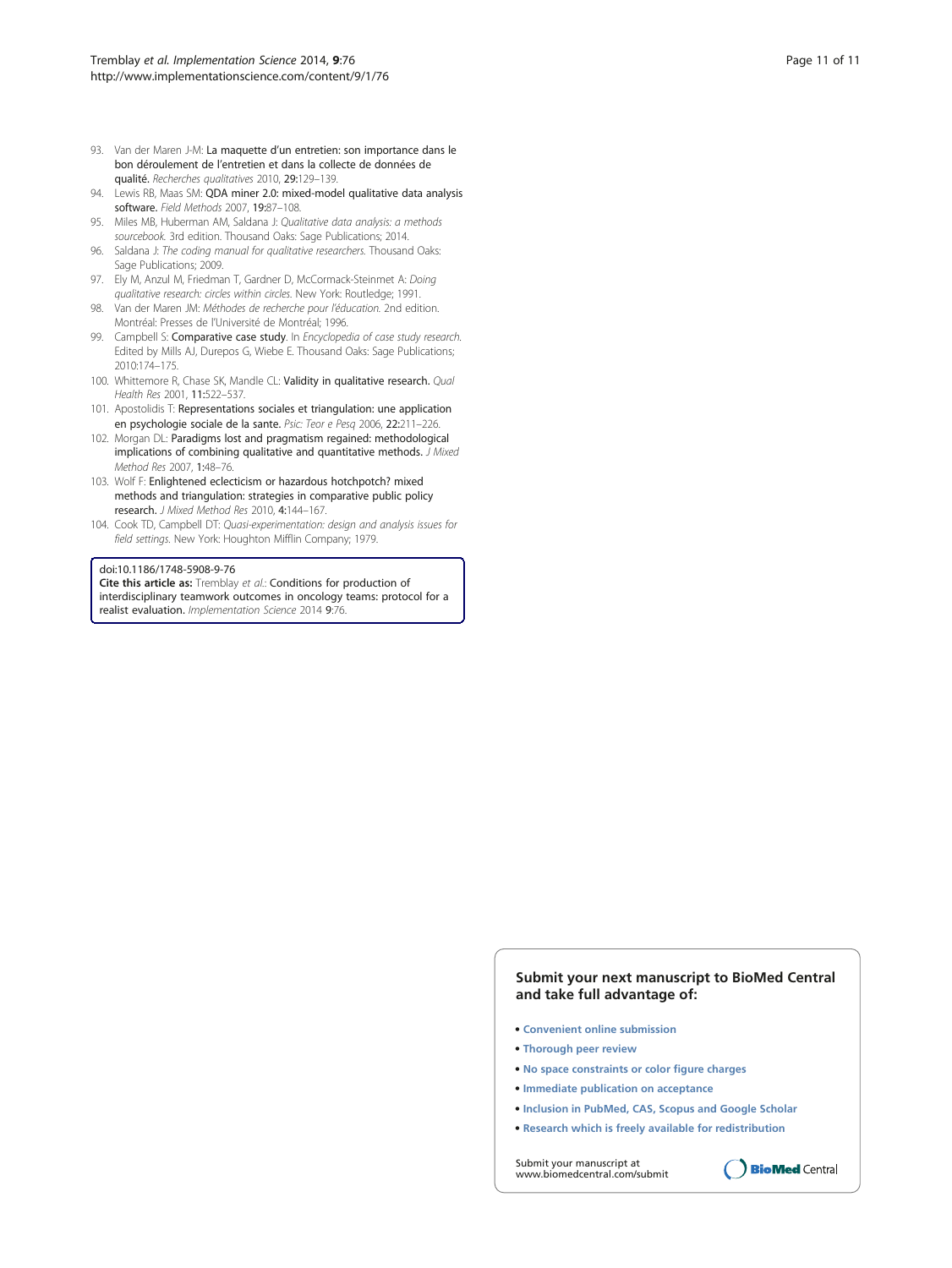93. Van der Maren J-M: **La maquette d'un entretien: son importance dans le bon déroulement de l'entretien et dans la collecte de données de qualité.** *Recherches qualitatives* 2010, **29:**129–139.
94. Lewis RB, Maas SM: **QDA miner 2.0: mixed-model qualitative data analysis software.** *Field Methods* 2007, **19:**87–108.
95. Miles MB, Huberman AM, Saldana J: *Qualitative data analysis: a methods sourcebook.* 3rd edition. Thousand Oaks: Sage Publications; 2014.
96. Saldana J: *The coding manual for qualitative researchers.* Thousand Oaks: Sage Publications; 2009.
97. Ely M, Anzul M, Friedman T, Gardner D, McCormack-Steinmet A: *Doing qualitative research: circles within circles.* New York: Routledge; 1991.
98. Van der Maren JM: *Méthodes de recherche pour l'éducation.* 2nd edition. Montréal: Presses de l'Université de Montréal; 1996.
99. Campbell S: **Comparative case study**. In *Encyclopedia of case study research.* Edited by Mills AJ, Durepos G, Wiebe E. Thousand Oaks: Sage Publications; 2010:174–175.
100. Whittemore R, Chase SK, Mandle CL: **Validity in qualitative research.** *Qual Health Res* 2001, **11:**522–537.
101. Apostolidis T: **Representations sociales et triangulation: une application en psychologie sociale de la sante.** *Psic: Teor e Pesq* 2006, **22:**211–226.
102. Morgan DL: **Paradigms lost and pragmatism regained: methodological implications of combining qualitative and quantitative methods.** *J Mixed Method Res* 2007, **1:**48–76.
103. Wolf F: **Enlightened eclecticism or hazardous hotchpotch? mixed methods and triangulation: strategies in comparative public policy research.** *J Mixed Method Res* 2010, **4:**144–167.
104. Cook TD, Campbell DT: *Quasi-experimentation: design and analysis issues for field settings.* New York: Houghton Mifflin Company; 1979.

doi:10.1186/1748-5908-9-76
**Cite this article as:** Tremblay *et al.*: Conditions for production of interdisciplinary teamwork outcomes in oncology teams: protocol for a realist evaluation. *Implementation Science* 2014 **9**:76.

**Submit your next manuscript to BioMed Central and take full advantage of:**

- **Convenient online submission**
- **Thorough peer review**
- **No space constraints or color figure charges**
- **Immediate publication on acceptance**
- **Inclusion in PubMed, CAS, Scopus and Google Scholar**
- **Research which is freely available for redistribution**

Submit your manuscript at
www.biomedcentral.com/submit

BioMed Central